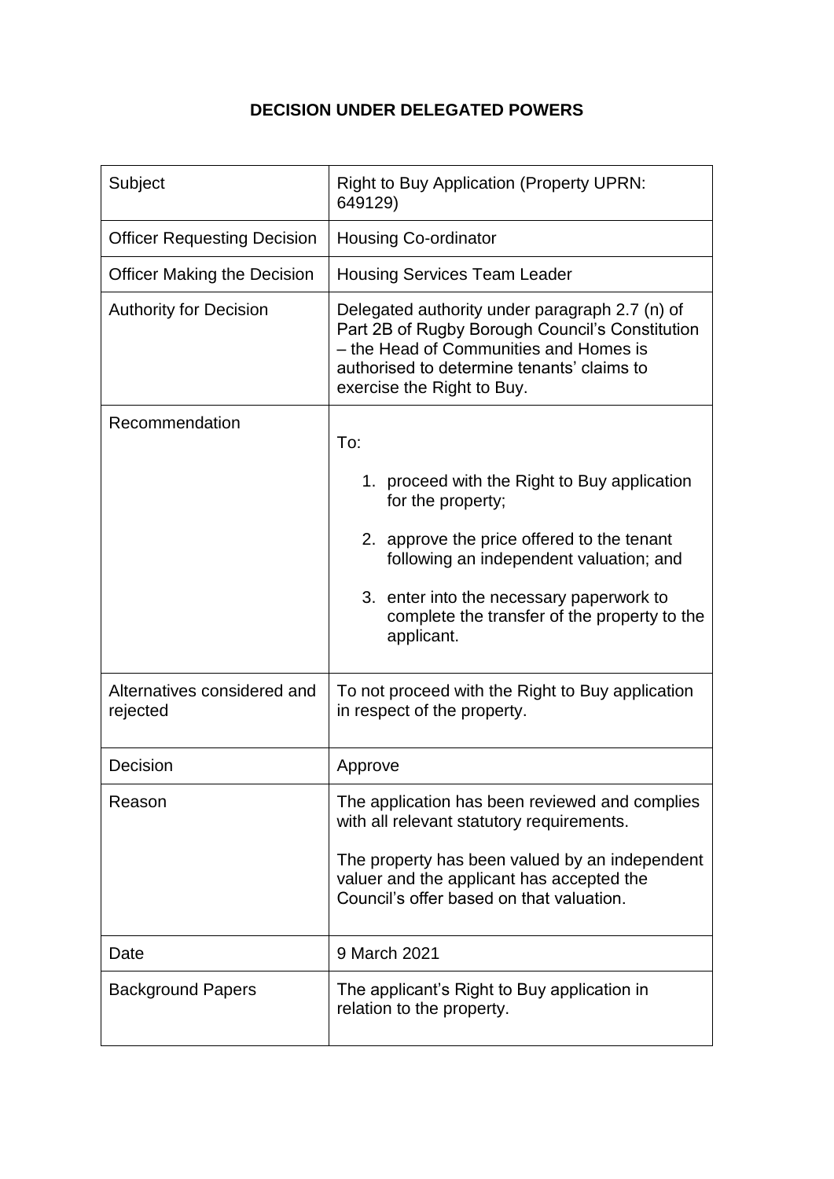# DECISION UNDER DELEGATED POWERS

| | |
|---|---|
| Subject | Right to Buy Application (Property UPRN: 649129) |
| Officer Requesting Decision | Housing Co-ordinator |
| Officer Making the Decision | Housing Services Team Leader |
| Authority for Decision | Delegated authority under paragraph 2.7 (n) of Part 2B of Rugby Borough Council's Constitution – the Head of Communities and Homes is authorised to determine tenants' claims to exercise the Right to Buy. |
| Recommendation | To:<br><br>1. proceed with the Right to Buy application for the property;<br><br>2. approve the price offered to the tenant following an independent valuation; and<br><br>3. enter into the necessary paperwork to complete the transfer of the property to the applicant. |
| Alternatives considered and rejected | To not proceed with the Right to Buy application in respect of the property. |
| Decision | Approve |
| Reason | The application has been reviewed and complies with all relevant statutory requirements.<br><br>The property has been valued by an independent valuer and the applicant has accepted the Council's offer based on that valuation. |
| Date | 9 March 2021 |
| Background Papers | The applicant's Right to Buy application in relation to the property. |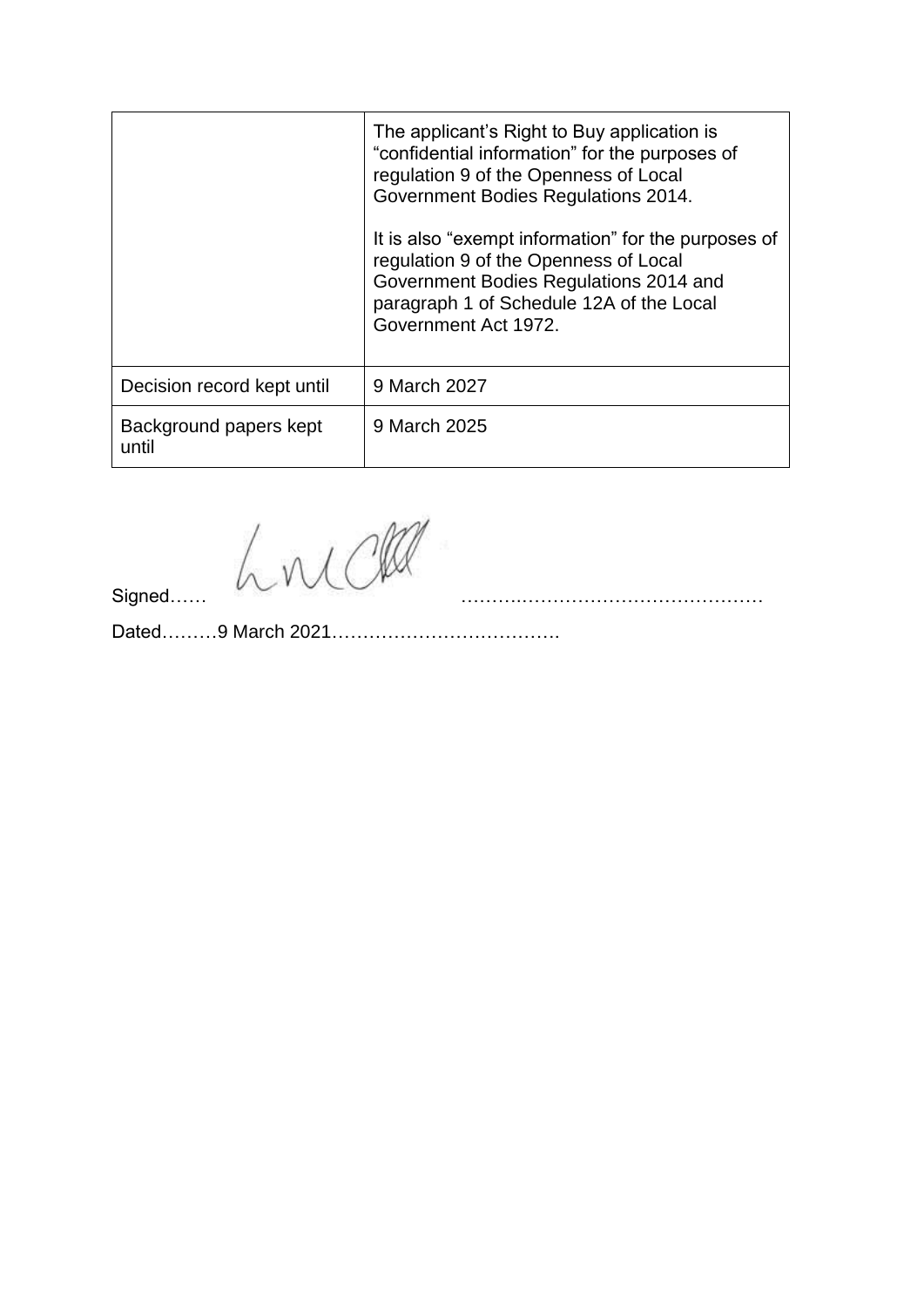| | |
|---|---|
| | The applicant's Right to Buy application is "confidential information" for the purposes of regulation 9 of the Openness of Local Government Bodies Regulations 2014.<br><br>It is also "exempt information" for the purposes of regulation 9 of the Openness of Local Government Bodies Regulations 2014 and paragraph 1 of Schedule 12A of the Local Government Act 1972. |
| Decision record kept until | 9 March 2027 |
| Background papers kept until | 9 March 2025 |

Signed…… ………..…………………………………

Dated………9 March 2021……………………………….